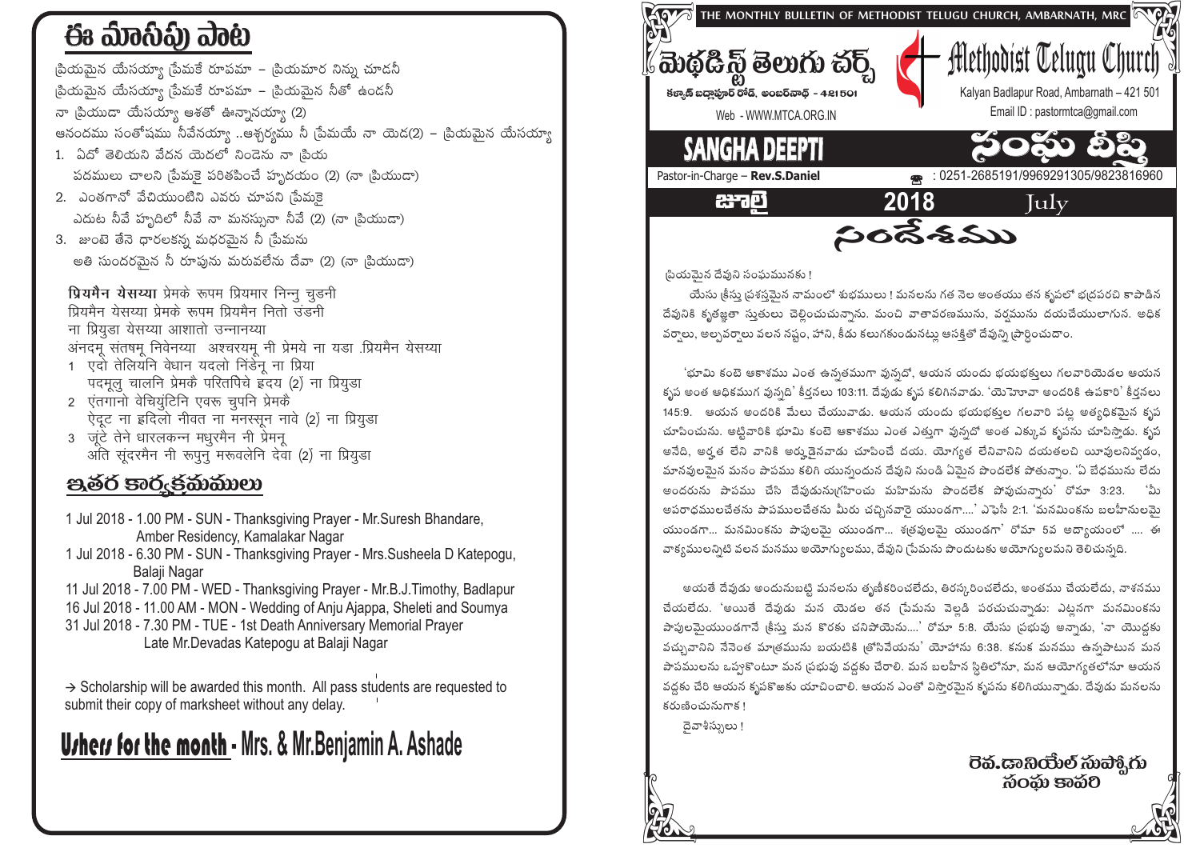# ఈ మాసపు పాట

ప్రియమైన యేసయ్యా ప్రేమకే రూపమా – ప్రియమార నిన్ను చూడనీ
ప్రియమైన యేసయ్యా ప్రేమకే రూపమా – ప్రియమైన నీతో ఉండనీ
నా ప్రియుడా యేసయ్యా ఆశతో ఉన్నానయ్యా (2)
ఆనందము సంతోషము నీవేనయ్యా ..ఆశ్చర్యము నీ ప్రేమయే నా యెడ(2) – ప్రియమైన యేసయ్యా

1. ఏదో తెలియని వేదన యెదలో నిండెను నా ప్రియ
   పదములు చాలని ప్రేమకై పరితపించే హృదయం (2) (నా ప్రియుడా)
2. ఎంతగానో వేచియుంటిని ఎవరు చూపని ప్రేమకై
   ఎదుట నీవే హృదిలో నీవే నా మనస్సునా నీవే (2) (నా ప్రియుడా)
3. జుంటె తేనె ధారలకన్న మధురమైన నీ ప్రేమను
   అతి సుందరమైన నీ రూపును మరువలేను దేవా (2) (నా ప్రియుడా)

**प्रियमैन येसय्या** प्रेमके रूपम प्रियमार निन्नु चुडनी
प्रियमैन येसय्या प्रेमके रूपम प्रियमैन नितो उंडनी
ना प्रियुडा येसय्या आशातो उन्नानय्या
अंनदमू संतषमू निवेनय्या  अश्चरयमू नी प्रेमये ना यडा .प्रियमैन येसय्या

1. एदो तेलियनि वेधान यदलो निंडेनू ना प्रिया
   पदमुलु चालनि प्रेमकै परितपिचे हृदय (2) ना प्रियुडा
2. एंतगानो वेचियुंटिनि एवरू चुपनि प्रेमकै
   ऐदूट ना हृदिलो नीवत ना मनस्सून नावे (2) ना प्रियुडा
3. जूंटे तेने धारलकन्न मधुरमैन नी प्रेमनू
   अति सूंदरमैन नी रूपुनु मरूवलेनि देवा (2) ना प्रियुडा

## ఇతర కార్యక్రమములు

1 Jul 2018 - 1.00 PM - SUN - Thanksgiving Prayer - Mr.Suresh Bhandare, Amber Residency, Kamalakar Nagar
1 Jul 2018 - 6.30 PM - SUN - Thanksgiving Prayer - Mrs.Susheela D Katepogu, Balaji Nagar
11 Jul 2018 - 7.00 PM - WED - Thanksgiving Prayer - Mr.B.J.Timothy, Badlapur
16 Jul 2018 - 11.00 AM - MON - Wedding of Anju Ajappa, Sheleti and Soumya
31 Jul 2018 - 7.30 PM - TUE - 1st Death Anniversary Memorial Prayer Late Mr.Devadas Katepogu at Balaji Nagar

→ Scholarship will be awarded this month. All pass students are requested to submit their copy of marksheet without any delay.

## Ushers for the month - Mrs. & Mr.Benjamin A. Ashade

THE MONTHLY BULLETIN OF METHODIST TELUGU CHURCH, AMBARNATH, MRC

# మెథడిస్ట్ తెలుగు చర్చ్ / Methodist Telugu Church

కళ్యాణ్ బద్లాపూర్ రోడ్, అంబర్‌నాథ్ - 421501
Kalyan Badlapur Road, Ambarnath – 421 501
Web - WWW.MTCA.ORG.IN
Email ID : pastormtca@gmail.com

# SANGHA DEEPTI / సంఘ దీప్తి

Pastor-in-Charge – **Rev.S.Daniel**
☎ : 0251-2685191/9969291305/9823816960

జూలై 2018 July

## సందేశము

ప్రియమైన దేవుని సంఘమునకు !

యేసు క్రీస్తు ప్రశస్తమైన నామంలో శుభములు ! మనలను గత నెల అంతయు తన కృపలో భద్రపరచి కాపాడిన దేవునికి కృతజ్ఞతా స్తుతులు చెల్లించుచున్నాను. మంచి వాతావరణమును, వర్షమును దయచేయులాగున. అధిక వర్షాలు, అల్పవర్షాలు వలన నష్టం, హాని, కీడు కలుగకుండునట్లు ఆసక్తితో దేవున్ని ప్రార్థించుదాం.

'భూమి కంటె ఆకాశము ఎంత ఉన్నతముగా వున్నదో, ఆయన యందు భయభక్తులు గలవారియెడల ఆయన కృప అంత అధికముగ వున్నది' కీర్తనలు 103:11. దేవుడు కృప కలిగినవాడు. 'యెహోవా అందరికి ఉపకారి' కీర్తనలు 145:9. ఆయన అందరికి మేలు చేయువాడు. ఆయన యందు భయభక్తుల గలవారి పట్ల అత్యధికమైన కృప చూపించును. అట్టివారికి భూమి కంటె ఆకాశము ఎంత ఎత్తుగా వున్నదో అంత ఎక్కువ కృపను చూపిస్తాడు. కృప అనేది, అర్హత లేని వానికి అర్హుడైనవాడు చూపించే దయ. యోగ్యత లేనివానిని దయతలచి యీవులనివ్వడం, మానవులమైన మనం పాపము కలిగి యున్నందున దేవుని నుండి ఏమైన పొందలేక పోతున్నాం. 'ఏ భేదమును లేదు అందరును పాపము చేసి దేవుడనుగ్రహించు మహిమను పొందలేక పోవుచున్నారు' రోమా 3:23. 'మీ అపరాధములచేతను పాపములచేతను మీరు చచ్చినవారై యుండగా....' ఎఫెసీ 2:1. 'మనమింకను బలహీనులమై యుండగా... మనమింకను పాపులమై యుండగా... శత్రువులమై యుండగా' రోమా 5వ అధ్యాయంలో .... ఈ వాక్యములన్నిటి వలన మనము అయోగ్యులము, దేవుని ప్రేమను పొందుటకు అయోగ్యులమని తెలిపుచున్నది.

అయితే దేవుడు అందునుబట్టి మనలను తృణీకరించలేదు, తిరస్కరించలేదు, అంతము చేయలేదు, నాశనము చేయలేదు. 'అయితే దేవుడు మన యెడల తన ప్రేమను వెల్లడి పరచుచున్నాడు: ఎట్లనగా మనమింకను పాపులమైయుండగానే క్రీస్తు మన కొరకు చనిపోయెను....' రోమా 5:8. యేసు ప్రభువు అన్నాడు, 'నా యొద్దకు వచ్చువానిని నేనెంత మాత్రమును బయటికి త్రోసివేయను' యోహాను 6:38. కనుక మనము ఉన్నపాటున మన పాపములను ఒప్పుకొంటూ మన ప్రభువు వద్దకు చేరాలి. మన బలహీన స్థితిలోనూ, మన అయోగ్యతలోనూ ఆయన వద్దకు చేరి ఆయన కృపకొఱకు యాచించాలి. ఆయన ఎంతో విస్తారమైన కృపను కలిగియున్నాడు. దేవుడు మనలను కరుణించునుగాక !

దైవాశీస్సులు !

రెవ.డానియేల్ సుప్పోగు
సంఘ కాపరి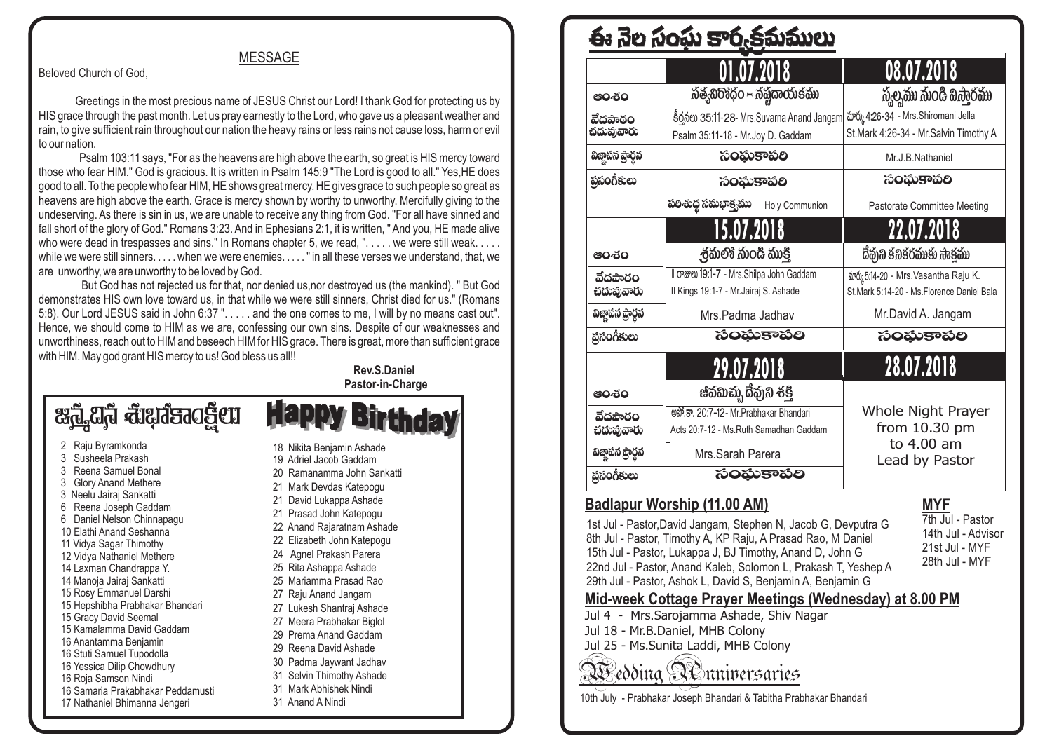## MESSAGE

Beloved Church of God,

Greetings in the most precious name of JESUS Christ our Lord! I thank God for protecting us by HIS grace through the past month. Let us pray earnestly to the Lord, who gave us a pleasant weather and rain, to give sufficient rain throughout our nation the heavy rains or less rains not cause loss, harm or evil to our nation.

Psalm 103:11 says, "For as the heavens are high above the earth, so great is HIS mercy toward those who fear HIM." God is gracious. It is written in Psalm 145:9 "The Lord is good to all." Yes,HE does good to all. To the people who fear HIM, HE shows great mercy. HE gives grace to such people so great as heavens are high above the earth. Grace is mercy shown by worthy to unworthy. Mercifully giving to the undeserving. As there is sin in us, we are unable to receive any thing from God. "For all have sinned and fall short of the glory of God." Romans 3:23. And in Ephesians 2:1, it is written, " And you, HE made alive who were dead in trespasses and sins." In Romans chapter 5, we read, ". . . . . we were still weak. . . . . while we were still sinners. . . . . when we were enemies. . . . . " in all these verses we understand, that, we are unworthy, we are unworthy to be loved by God.

But God has not rejected us for that, nor denied us,nor destroyed us (the mankind). " But God demonstrates HIS own love toward us, in that while we were still sinners, Christ died for us." (Romans 5:8). Our Lord JESUS said in John 6:37 ". . . . . and the one comes to me, I will by no means cast out". Hence, we should come to HIM as we are, confessing our own sins. Despite of our weaknesses and unworthiness, reach out to HIM and beseech HIM for HIS grace. There is great, more than sufficient grace with HIM. May god grant HIS mercy to us! God bless us all!!

**Rev.S.Daniel**
**Pastor-in-Charge**

## జన్మదిన శుభాకాంక్షలు — Happy Birthday

- 2 Raju Byramkonda
- 3 Susheela Prakash
- 3 Reena Samuel Bonal
- 3 Glory Anand Methere
- 3 Neelu Jairaj Sankatti
- 6 Reena Joseph Gaddam
- 6 Daniel Nelson Chinnapagu
- 10 Elathi Anand Seshanna
- 11 Vidya Sagar Thimothy
- 12 Vidya Nathaniel Methere
- 14 Laxman Chandrappa Y.
- 14 Manoja Jairaj Sankatti
- 15 Rosy Emmanuel Darshi
- 15 Hepshibha Prabhakar Bhandari
- 15 Gracy David Seemal
- 15 Kamalamma David Gaddam
- 16 Anantamma Benjamin
- 16 Stuti Samuel Tupodolla
- 16 Yessica Dilip Chowdhury
- 16 Roja Samson Nindi
- 16 Samaria Prakabhakar Peddamusti
- 17 Nathaniel Bhimanna Jengeri
- 18 Nikita Benjamin Ashade
- 19 Adriel Jacob Gaddam
- 20 Ramanamma John Sankatti
- 21 Mark Devdas Katepogu
- 21 David Lukappa Ashade
- 21 Prasad John Katepogu
- 22 Anand Rajaratnam Ashade
- 22 Elizabeth John Katepogu
- 24 Agnel Prakash Parera
- 25 Rita Ashappa Ashade
- 25 Mariamma Prasad Rao
- 27 Raju Anand Jangam
- 27 Lukesh Shantraj Ashade
- 27 Meera Prabhakar Biglol
- 29 Prema Anand Gaddam
- 29 Reena David Ashade
- 30 Padma Jaywant Jadhav
- 31 Selvin Thimothy Ashade
- 31 Mark Abhishek Nindi
- 31 Anand A Nindi

## ఈ నెల సంఘ కార్యక్రమములు

| | 01.07.2018 | 08.07.2018 |
|---|---|---|
| ఆం.శం | సత్యవిరోధం – నష్టదాయకము | స్వల్పము నుండి విస్తారము |
| వేదపాఠం చదువువారు | కీర్తనలు 35:11-28- Mrs.Suvarna Anand Jangam<br>Psalm 35:11-18 - Mr.Joy D. Gaddam | మార్కు 4:26-34 - Mrs.Shiromani Jella<br>St.Mark 4:26-34 - Mr.Salvin Timothy A |
| విజ్ఞాపన ప్రార్థన | సంఘకాపరి | Mr.J.B.Nathaniel |
| ప్రసంగీకులు | సంఘకాపరి | సంఘకాపరి |
| | పరిశుద్ధ సమభాక్తము Holy Communion | Pastorate Committee Meeting |

| | 15.07.2018 | 22.07.2018 |
|---|---|---|
| ఆం.శం | శ్రమలో నుండి ముక్తి | దేవుని కనికరముకు సాక్షము |
| వేదపాఠం చదువువారు | II రాజులు 19:1-7 - Mrs.Shilpa John Gaddam<br>II Kings 19:1-7 - Mr.Jairaj S. Ashade | మార్కు 5:14-20 - Mrs.Vasantha Raju K.<br>St.Mark 5:14-20 - Ms.Florence Daniel Bala |
| విజ్ఞాపన ప్రార్థన | Mrs.Padma Jadhav | Mr.David A. Jangam |
| ప్రసంగీకులు | సంఘకాపరి | సంఘకాపరి |

| | 29.07.2018 | 28.07.2018 |
|---|---|---|
| ఆం.శం | జీవమిచ్చు దేవుని శక్తి | Whole Night Prayer from 10.30 pm to 4.00 am Lead by Pastor |
| వేదపాఠం చదువువారు | అపో.కా. 20:7-12- Mr.Prabhakar Bhandari<br>Acts 20:7-12 - Ms.Ruth Samadhan Gaddam | |
| విజ్ఞాపన ప్రార్థన | Mrs.Sarah Parera | |
| ప్రసంగీకులు | సంఘకాపరి | |

### Badlapur Worship (11.00 AM)

- 1st Jul - Pastor,David Jangam, Stephen N, Jacob G, Devputra G
- 8th Jul - Pastor, Timothy A, KP Raju, A Prasad Rao, M Daniel
- 15th Jul - Pastor, Lukappa J, BJ Timothy, Anand D, John G
- 22nd Jul - Pastor, Anand Kaleb, Solomon L, Prakash T, Yeshep A
- 29th Jul - Pastor, Ashok L, David S, Benjamin A, Benjamin G

### MYF

- 7th Jul - Pastor
- 14th Jul - Advisor
- 21st Jul - MYF
- 28th Jul - MYF

### Mid-week Cottage Prayer Meetings (Wednesday) at 8.00 PM

- Jul 4 - Mrs.Sarojamma Ashade, Shiv Nagar
- Jul 18 - Mr.B.Daniel, MHB Colony
- Jul 25 - Ms.Sunita Laddi, MHB Colony

### Wedding Anniversaries

10th July - Prabhakar Joseph Bhandari & Tabitha Prabhakar Bhandari